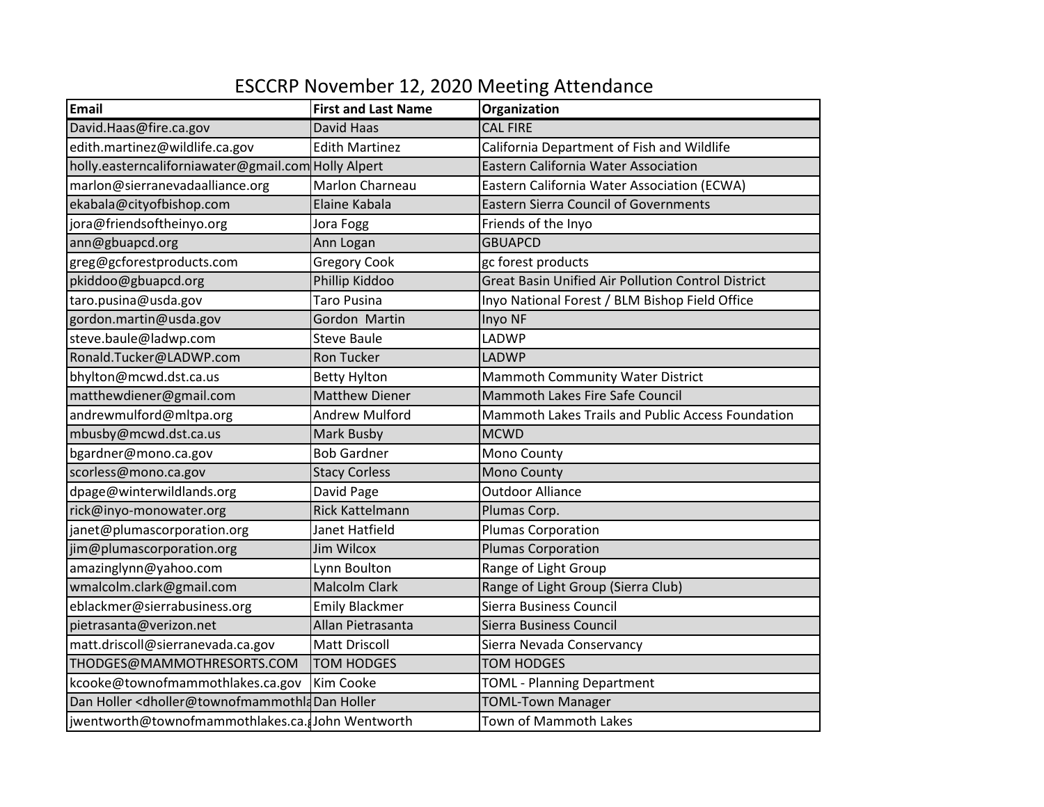# ESCCRP November 12, 2020 Meeting Attendance

| Email | First and Last Name | Organization |
|---|---|---|
| David.Haas@fire.ca.gov | David Haas | CAL FIRE |
| edith.martinez@wildlife.ca.gov | Edith Martinez | California Department of Fish and Wildlife |
| holly.easterncaliforniawater@gmail.com | Holly Alpert | Eastern California Water Association |
| marlon@sierranevadaalliance.org | Marlon Charneau | Eastern California Water Association (ECWA) |
| ekabala@cityofbishop.com | Elaine Kabala | Eastern Sierra Council of Governments |
| jora@friendsoftheinyo.org | Jora Fogg | Friends of the Inyo |
| ann@gbuapcd.org | Ann Logan | GBUAPCD |
| greg@gcforestproducts.com | Gregory Cook | gc forest products |
| pkiddoo@gbuapcd.org | Phillip Kiddoo | Great Basin Unified Air Pollution Control District |
| taro.pusina@usda.gov | Taro Pusina | Inyo National Forest / BLM Bishop Field Office |
| gordon.martin@usda.gov | Gordon Martin | Inyo NF |
| steve.baule@ladwp.com | Steve Baule | LADWP |
| Ronald.Tucker@LADWP.com | Ron Tucker | LADWP |
| bhylton@mcwd.dst.ca.us | Betty Hylton | Mammoth Community Water District |
| matthewdiener@gmail.com | Matthew Diener | Mammoth Lakes Fire Safe Council |
| andrewmulford@mltpa.org | Andrew Mulford | Mammoth Lakes Trails and Public Access Foundation |
| mbusby@mcwd.dst.ca.us | Mark Busby | MCWD |
| bgardner@mono.ca.gov | Bob Gardner | Mono County |
| scorless@mono.ca.gov | Stacy Corless | Mono County |
| dpage@winterwildlands.org | David Page | Outdoor Alliance |
| rick@inyo-monowater.org | Rick Kattelmann | Plumas Corp. |
| janet@plumascorporation.org | Janet Hatfield | Plumas Corporation |
| jim@plumascorporation.org | Jim Wilcox | Plumas Corporation |
| amazinglynn@yahoo.com | Lynn Boulton | Range of Light Group |
| wmalcolm.clark@gmail.com | Malcolm Clark | Range of Light Group (Sierra Club) |
| eblackmer@sierrabusiness.org | Emily Blackmer | Sierra Business Council |
| pietrasanta@verizon.net | Allan Pietrasanta | Sierra Business Council |
| matt.driscoll@sierranevada.ca.gov | Matt Driscoll | Sierra Nevada Conservancy |
| THODGES@MAMMOTHRESORTS.COM | TOM HODGES | TOM HODGES |
| kcooke@townofmammothlakes.ca.gov | Kim Cooke | TOML - Planning Department |
| Dan Holler <dholler@townofmammothla | Dan Holler | TOML-Town Manager |
| jwentworth@townofmammothlakes.ca.g | John Wentworth | Town of Mammoth Lakes |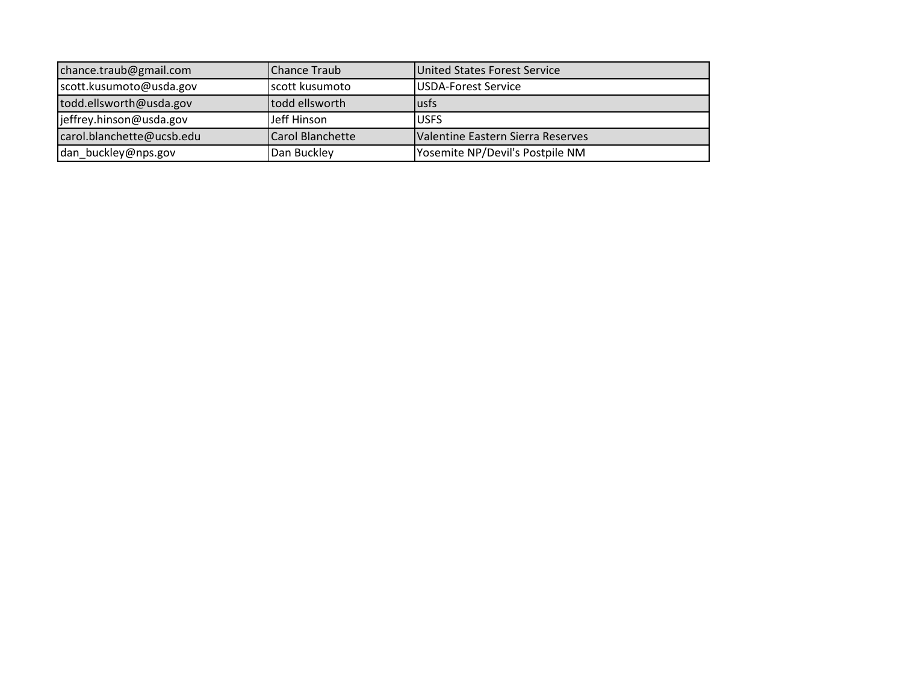| | | |
|---|---|---|
| chance.traub@gmail.com | Chance Traub | United States Forest Service |
| scott.kusumoto@usda.gov | scott kusumoto | USDA-Forest Service |
| todd.ellsworth@usda.gov | todd ellsworth | usfs |
| jeffrey.hinson@usda.gov | Jeff Hinson | USFS |
| carol.blanchette@ucsb.edu | Carol Blanchette | Valentine Eastern Sierra Reserves |
| dan_buckley@nps.gov | Dan Buckley | Yosemite NP/Devil's Postpile NM |